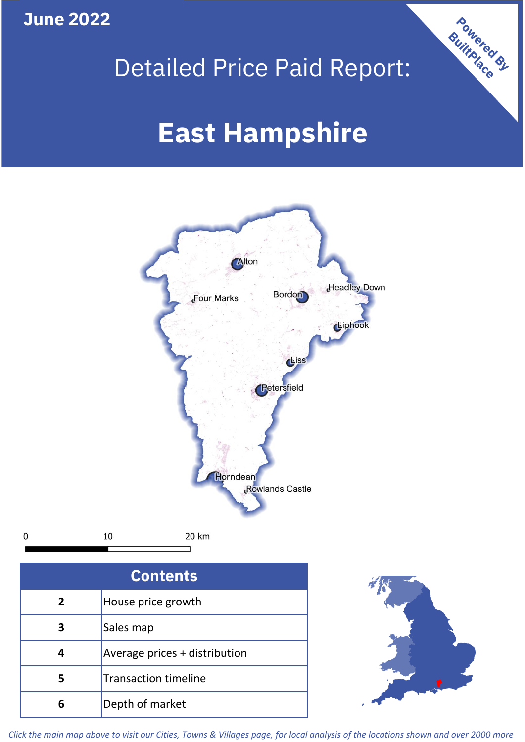June 2022

Powered By BuiltPlace

# Detailed Price Paid Report:

# East Hampshire

Alton, Four Marks, Bordon, Headley Down, Liphook, Liss, Petersfield, Horndean, Rowlands Castle

0 10 20 km

| Contents | |
|---|---|
| 2 | House price growth |
| 3 | Sales map |
| 4 | Average prices + distribution |
| 5 | Transaction timeline |
| 6 | Depth of market |

*Click the main map above to visit our Cities, Towns & Villages page, for local analysis of the locations shown and over 2000 more*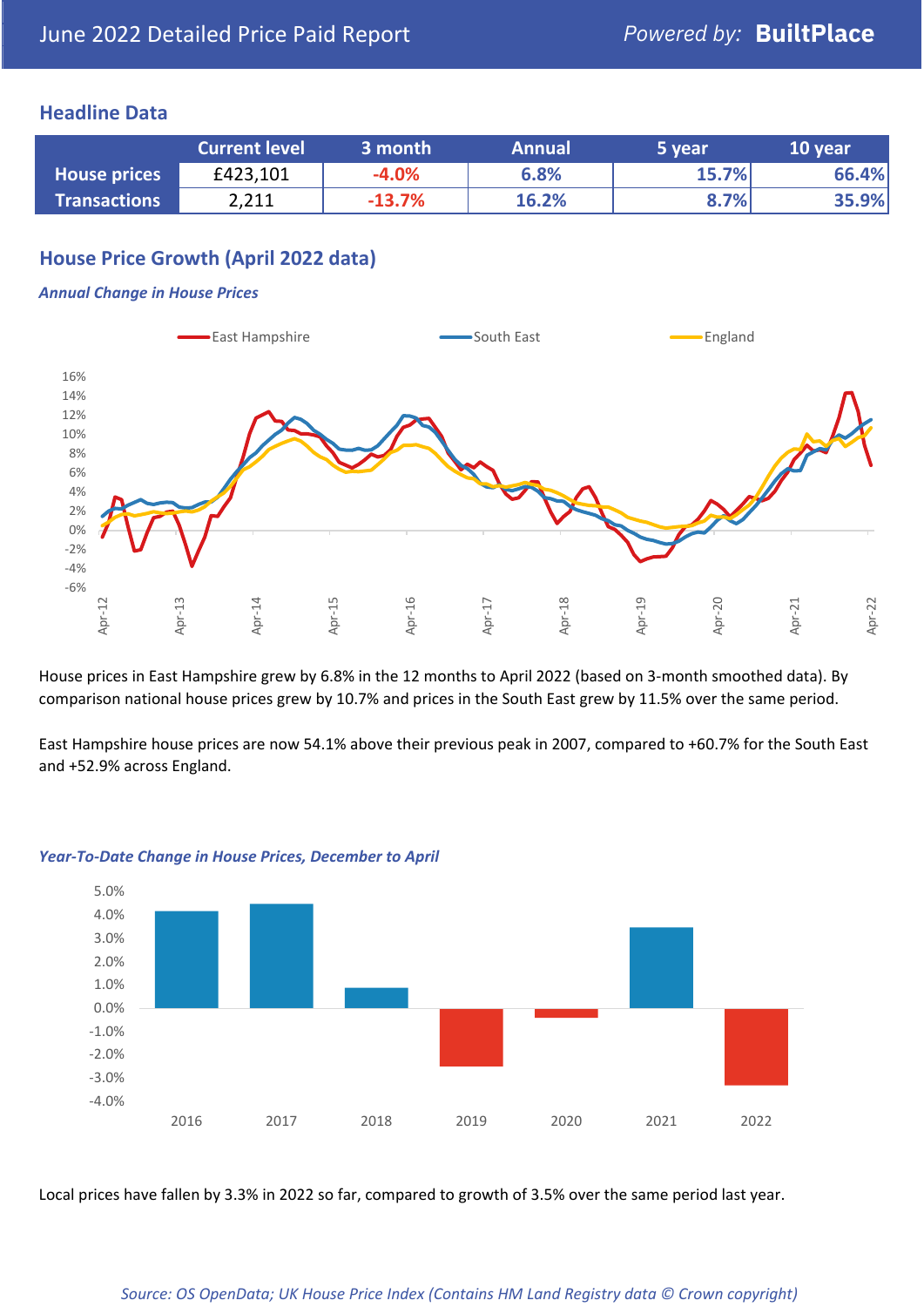# June 2022 Detailed Price Paid Report

Powered by: **BuiltPlace**

## Headline Data

| | Current level | 3 month | Annual | 5 year | 10 year |
|---|---|---|---|---|---|
| **House prices** | £423,101 | -4.0% | 6.8% | 15.7% | 66.4% |
| **Transactions** | 2,211 | -13.7% | 16.2% | 8.7% | 35.9% |

## House Price Growth (April 2022 data)

### *Annual Change in House Prices*

House prices in East Hampshire grew by 6.8% in the 12 months to April 2022 (based on 3-month smoothed data). By comparison national house prices grew by 10.7% and prices in the South East grew by 11.5% over the same period.

East Hampshire house prices are now 54.1% above their previous peak in 2007, compared to +60.7% for the South East and +52.9% across England.

### *Year-To-Date Change in House Prices, December to April*

Local prices have fallen by 3.3% in 2022 so far, compared to growth of 3.5% over the same period last year.

*Source: OS OpenData; UK House Price Index (Contains HM Land Registry data © Crown copyright)*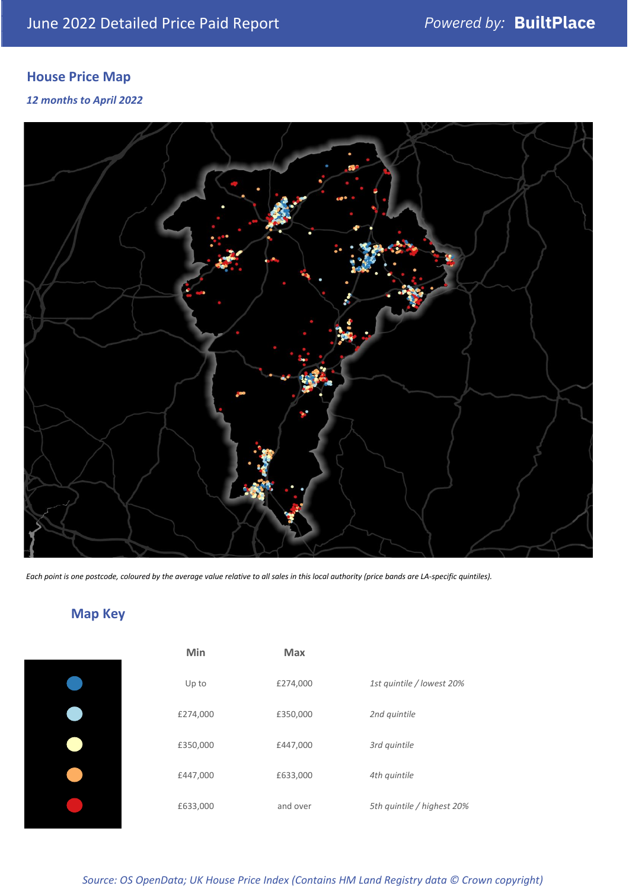## House Price Map

*12 months to April 2022*

*Each point is one postcode, coloured by the average value relative to all sales in this local authority (price bands are LA-specific quintiles).*

## Map Key

| | Min | Max | |
|---|---|---|---|
| | Up to | £274,000 | *1st quintile / lowest 20%* |
| | £274,000 | £350,000 | *2nd quintile* |
| | £350,000 | £447,000 | *3rd quintile* |
| | £447,000 | £633,000 | *4th quintile* |
| | £633,000 | and over | *5th quintile / highest 20%* |

*Source: OS OpenData; UK House Price Index (Contains HM Land Registry data © Crown copyright)*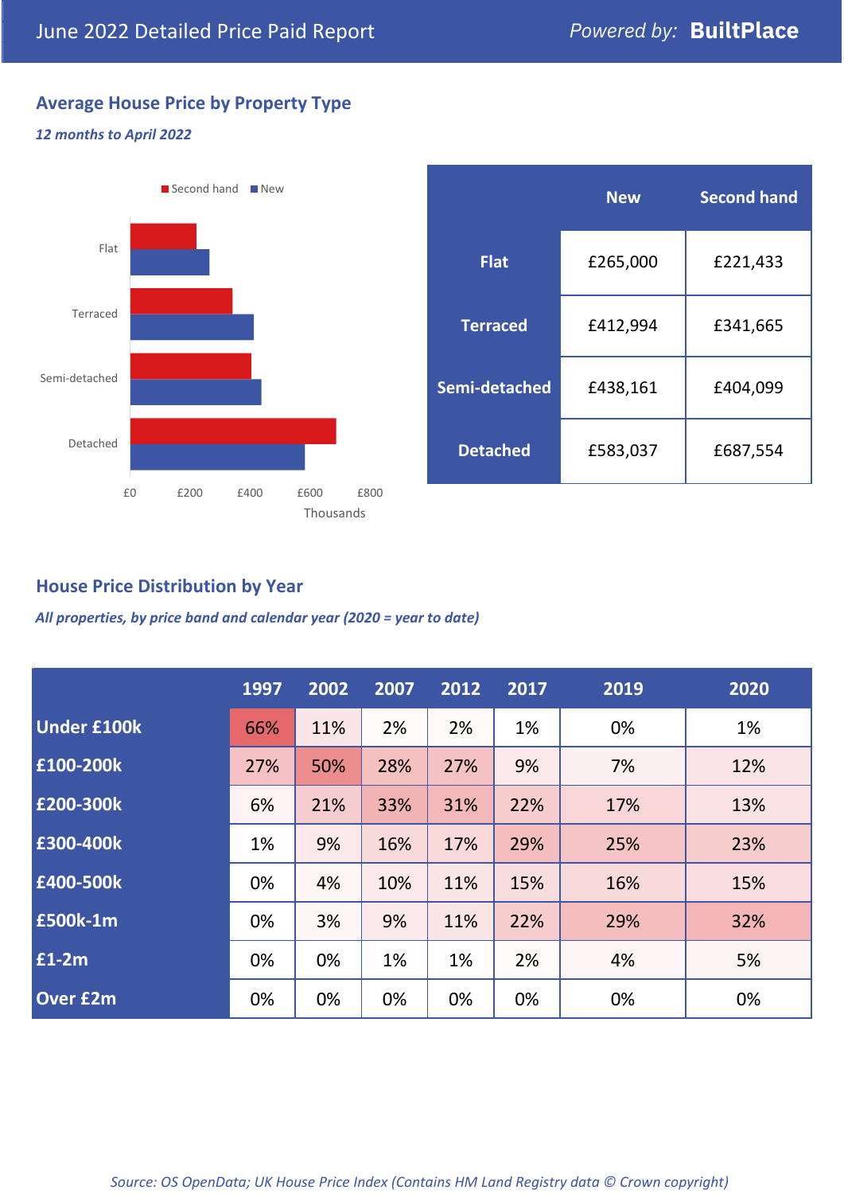June 2022 Detailed Price Paid Report

Powered by: **BuiltPlace**

## Average House Price by Property Type

*12 months to April 2022*

| | New | Second hand |
|---|---|---|
| **Flat** | £265,000 | £221,433 |
| **Terraced** | £412,994 | £341,665 |
| **Semi-detached** | £438,161 | £404,099 |
| **Detached** | £583,037 | £687,554 |

## House Price Distribution by Year

*All properties, by price band and calendar year (2020 = year to date)*

| | 1997 | 2002 | 2007 | 2012 | 2017 | 2019 | 2020 |
|---|---|---|---|---|---|---|---|
| **Under £100k** | 66% | 11% | 2% | 2% | 1% | 0% | 1% |
| **£100-200k** | 27% | 50% | 28% | 27% | 9% | 7% | 12% |
| **£200-300k** | 6% | 21% | 33% | 31% | 22% | 17% | 13% |
| **£300-400k** | 1% | 9% | 16% | 17% | 29% | 25% | 23% |
| **£400-500k** | 0% | 4% | 10% | 11% | 15% | 16% | 15% |
| **£500k-1m** | 0% | 3% | 9% | 11% | 22% | 29% | 32% |
| **£1-2m** | 0% | 0% | 1% | 1% | 2% | 4% | 5% |
| **Over £2m** | 0% | 0% | 0% | 0% | 0% | 0% | 0% |

*Source: OS OpenData; UK House Price Index (Contains HM Land Registry data © Crown copyright)*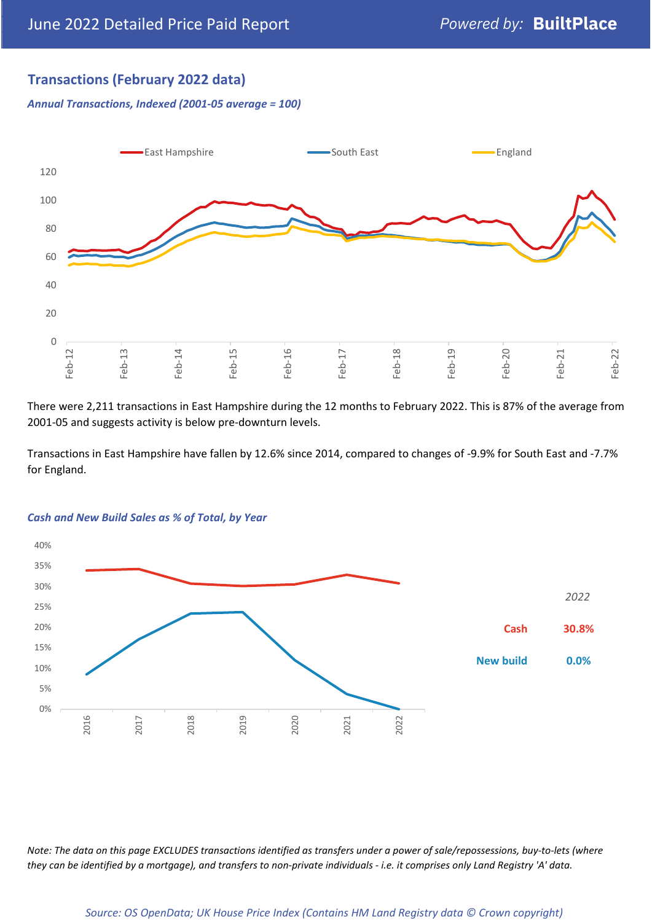## Transactions (February 2022 data)

*Annual Transactions, Indexed (2001-05 average = 100)*

There were 2,211 transactions in East Hampshire during the 12 months to February 2022. This is 87% of the average from 2001-05 and suggests activity is below pre-downturn levels.

Transactions in East Hampshire have fallen by 12.6% since 2014, compared to changes of -9.9% for South East and -7.7% for England.

*Cash and New Build Sales as % of Total, by Year*

| 2022 | |
|---|---|
| Cash | 30.8% |
| New build | 0.0% |

*Note: The data on this page EXCLUDES transactions identified as transfers under a power of sale/repossessions, buy-to-lets (where they can be identified by a mortgage), and transfers to non-private individuals - i.e. it comprises only Land Registry 'A' data.*

*Source: OS OpenData; UK House Price Index (Contains HM Land Registry data © Crown copyright)*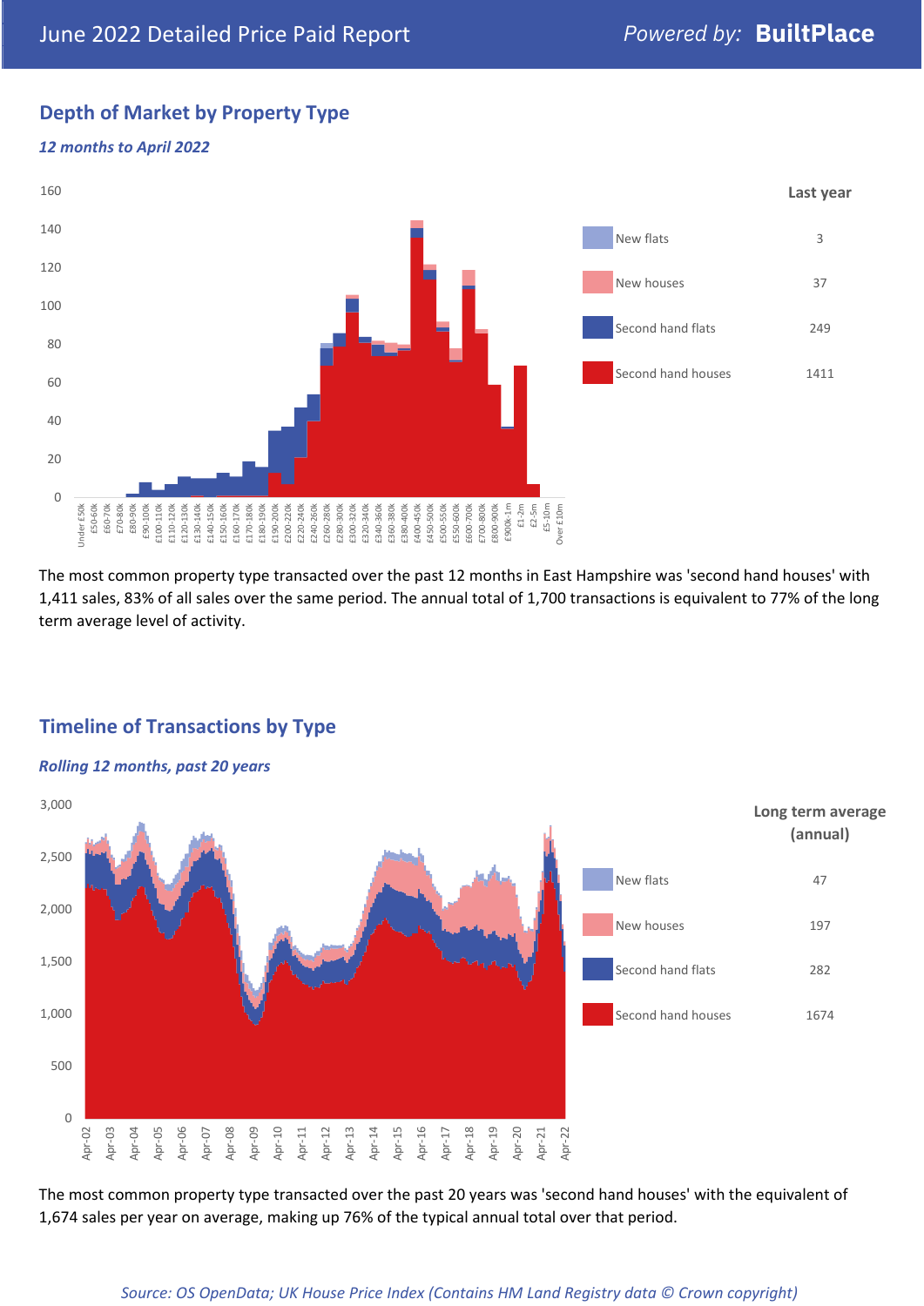June 2022 Detailed Price Paid Report

Powered by: **BuiltPlace**

## Depth of Market by Property Type

*12 months to April 2022*

160
140
120
100
80
60
40
20
0

Under £50k, £50-60k, £60-70k, £70-80k, £80-90k, £90-100k, £100-110k, £110-120k, £120-130k, £130-140k, £140-150k, £150-160k, £160-170k, £170-180k, £180-190k, £190-200k, £200-220k, £220-240k, £240-260k, £260-280k, £280-300k, £300-320k, £320-340k, £340-360k, £360-380k, £380-400k, £400-450k, £450-500k, £500-550k, £550-600k, £600-700k, £700-800k, £800-900k, £900k-1m, £1-2m, £2-5m, £5-10m, Over £10m

Last year

New flats 3

New houses 37

Second hand flats 249

Second hand houses 1411

The most common property type transacted over the past 12 months in East Hampshire was 'second hand houses' with 1,411 sales, 83% of all sales over the same period. The annual total of 1,700 transactions is equivalent to 77% of the long term average level of activity.

## Timeline of Transactions by Type

*Rolling 12 months, past 20 years*

3,000
2,500
2,000
1,500
1,000
500
0

Apr-02, Apr-03, Apr-04, Apr-05, Apr-06, Apr-07, Apr-08, Apr-09, Apr-10, Apr-11, Apr-12, Apr-13, Apr-14, Apr-15, Apr-16, Apr-17, Apr-18, Apr-19, Apr-20, Apr-21, Apr-22

Long term average (annual)

New flats 47

New houses 197

Second hand flats 282

Second hand houses 1674

The most common property type transacted over the past 20 years was 'second hand houses' with the equivalent of 1,674 sales per year on average, making up 76% of the typical annual total over that period.

*Source: OS OpenData; UK House Price Index (Contains HM Land Registry data © Crown copyright)*